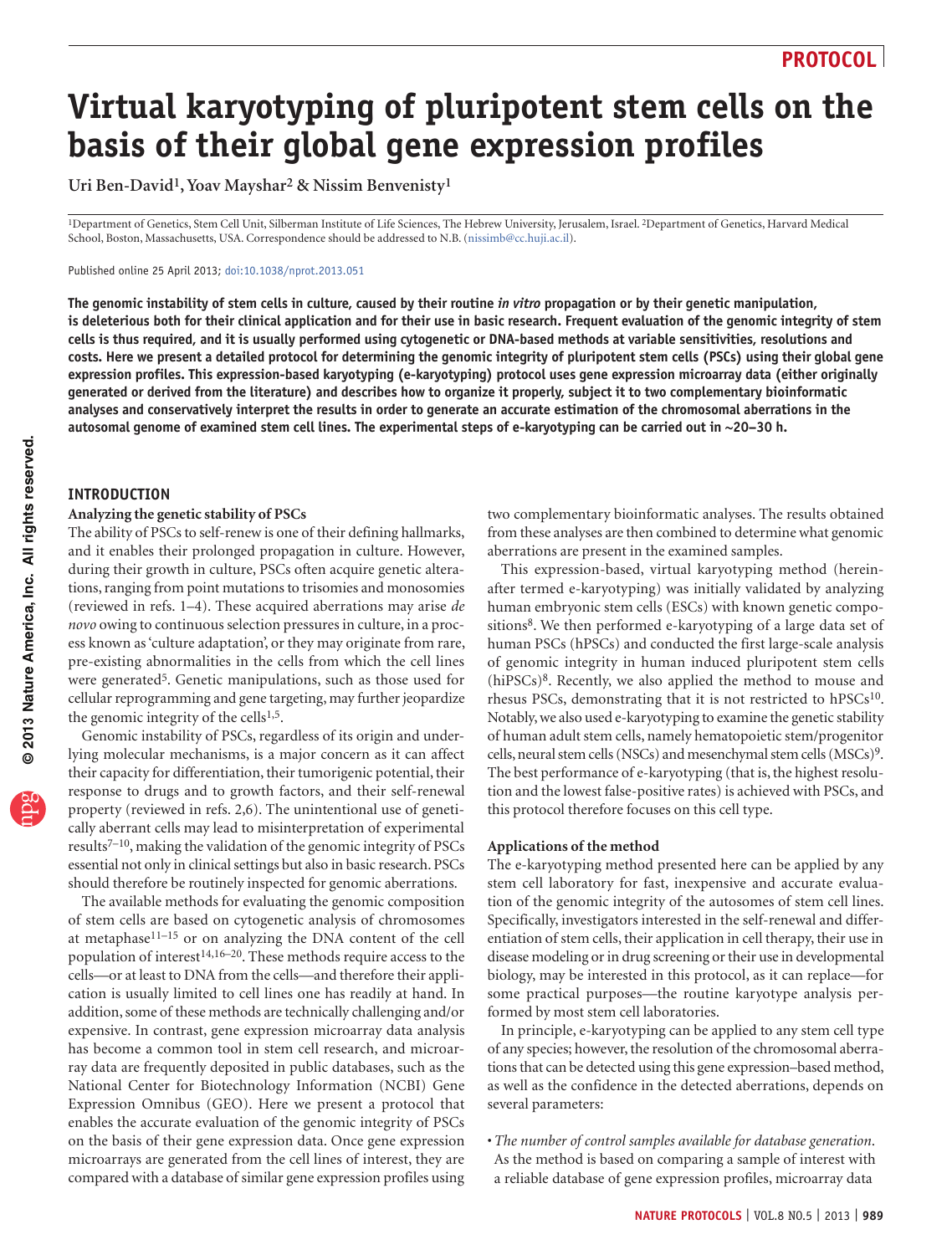# Virtual karyotyping of pluripotent stem cells on the basis of their global gene expression profiles

**Uri Ben-David[1], Yoav Mayshar[2] & Nissim Benvenisty[1]**

[1]Department of Genetics, Stem Cell Unit, Silberman Institute of Life Sciences, The Hebrew University, Jerusalem, Israel. [2]Department of Genetics, Harvard Medical School, Boston, Massachusetts, USA. Correspondence should be addressed to N.B. (nissimb@cc.huji.ac.il).

Published online 25 April 2013; doi:10.1038/nprot.2013.051

**The genomic instability of stem cells in culture, caused by their routine *in vitro* propagation or by their genetic manipulation, is deleterious both for their clinical application and for their use in basic research. Frequent evaluation of the genomic integrity of stem cells is thus required, and it is usually performed using cytogenetic or DNA-based methods at variable sensitivities, resolutions and costs. Here we present a detailed protocol for determining the genomic integrity of pluripotent stem cells (PSCs) using their global gene expression profiles. This expression-based karyotyping (e-karyotyping) protocol uses gene expression microarray data (either originally generated or derived from the literature) and describes how to organize it properly, subject it to two complementary bioinformatic analyses and conservatively interpret the results in order to generate an accurate estimation of the chromosomal aberrations in the autosomal genome of examined stem cell lines. The experimental steps of e-karyotyping can be carried out in ~20–30 h.**

## INTRODUCTION

### Analyzing the genetic stability of PSCs

The ability of PSCs to self-renew is one of their defining hallmarks, and it enables their prolonged propagation in culture. However, during their growth in culture, PSCs often acquire genetic alterations, ranging from point mutations to trisomies and monosomies (reviewed in refs. 1–4). These acquired aberrations may arise *de novo* owing to continuous selection pressures in culture, in a process known as 'culture adaptation', or they may originate from rare, pre-existing abnormalities in the cells from which the cell lines were generated[5]. Genetic manipulations, such as those used for cellular reprogramming and gene targeting, may further jeopardize the genomic integrity of the cells[1,5].

Genomic instability of PSCs, regardless of its origin and underlying molecular mechanisms, is a major concern as it can affect their capacity for differentiation, their tumorigenic potential, their response to drugs and to growth factors, and their self-renewal property (reviewed in refs. 2,6). The unintentional use of genetically aberrant cells may lead to misinterpretation of experimental results[7–10], making the validation of the genomic integrity of PSCs essential not only in clinical settings but also in basic research. PSCs should therefore be routinely inspected for genomic aberrations.

The available methods for evaluating the genomic composition of stem cells are based on cytogenetic analysis of chromosomes at metaphase[11–15] or on analyzing the DNA content of the cell population of interest[14,16–20]. These methods require access to the cells—or at least to DNA from the cells—and therefore their application is usually limited to cell lines one has readily at hand. In addition, some of these methods are technically challenging and/or expensive. In contrast, gene expression microarray data analysis has become a common tool in stem cell research, and microarray data are frequently deposited in public databases, such as the National Center for Biotechnology Information (NCBI) Gene Expression Omnibus (GEO). Here we present a protocol that enables the accurate evaluation of the genomic integrity of PSCs on the basis of their gene expression data. Once gene expression microarrays are generated from the cell lines of interest, they are compared with a database of similar gene expression profiles using two complementary bioinformatic analyses. The results obtained from these analyses are then combined to determine what genomic aberrations are present in the examined samples.

This expression-based, virtual karyotyping method (hereinafter termed e-karyotyping) was initially validated by analyzing human embryonic stem cells (ESCs) with known genetic compositions[8]. We then performed e-karyotyping of a large data set of human PSCs (hPSCs) and conducted the first large-scale analysis of genomic integrity in human induced pluripotent stem cells (hiPSCs)[8]. Recently, we also applied the method to mouse and rhesus PSCs, demonstrating that it is not restricted to hPSCs[10]. Notably, we also used e-karyotyping to examine the genetic stability of human adult stem cells, namely hematopoietic stem/progenitor cells, neural stem cells (NSCs) and mesenchymal stem cells (MSCs)[9]. The best performance of e-karyotyping (that is, the highest resolution and the lowest false-positive rates) is achieved with PSCs, and this protocol therefore focuses on this cell type.

### Applications of the method

The e-karyotyping method presented here can be applied by any stem cell laboratory for fast, inexpensive and accurate evaluation of the genomic integrity of the autosomes of stem cell lines. Specifically, investigators interested in the self-renewal and differentiation of stem cells, their application in cell therapy, their use in disease modeling or in drug screening or their use in developmental biology, may be interested in this protocol, as it can replace—for some practical purposes—the routine karyotype analysis performed by most stem cell laboratories.

In principle, e-karyotyping can be applied to any stem cell type of any species; however, the resolution of the chromosomal aberrations that can be detected using this gene expression–based method, as well as the confidence in the detected aberrations, depends on several parameters:

- *The number of control samples available for database generation*. As the method is based on comparing a sample of interest with a reliable database of gene expression profiles, microarray data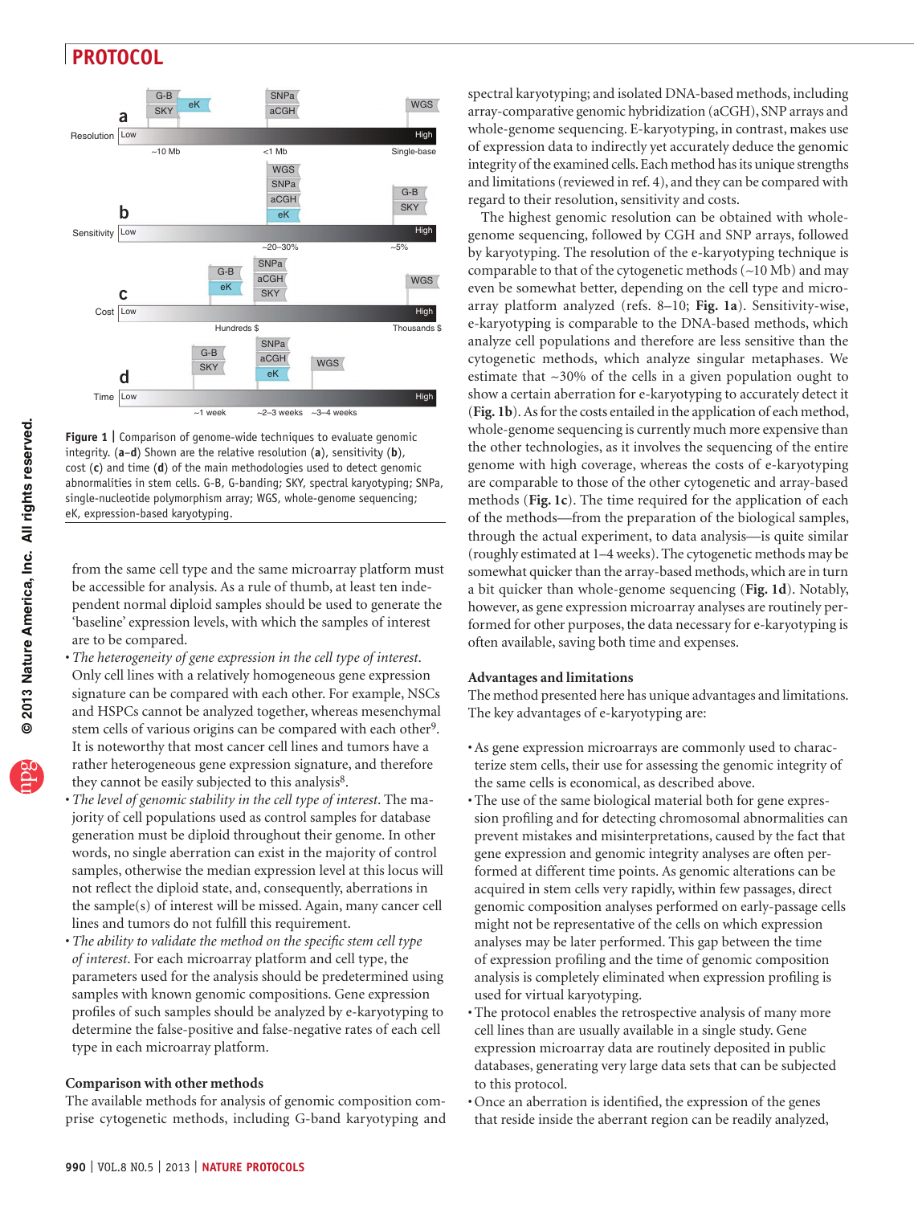a

G-B
SKY
eK
SNPa
aCGH
WGS

Resolution Low High

~10 Mb <1 Mb Single-base

b

WGS
SNPa
aCGH
eK
G-B
SKY

Sensitivity Low High

~20–30% ~5%

c

G-B
eK
SNPa
aCGH
SKY
WGS

Cost Low High

Hundreds $ Thousands $

d

G-B
SKY
SNPa
aCGH
eK
WGS

Time Low High

~1 week ~2–3 weeks ~3–4 weeks

**Figure 1** | Comparison of genome-wide techniques to evaluate genomic integrity. (**a**–**d**) Shown are the relative resolution (**a**), sensitivity (**b**), cost (**c**) and time (**d**) of the main methodologies used to detect genomic abnormalities in stem cells. G-B, G-banding; SKY, spectral karyotyping; SNPa, single-nucleotide polymorphism array; WGS, whole-genome sequencing; eK, expression-based karyotyping.

from the same cell type and the same microarray platform must be accessible for analysis. As a rule of thumb, at least ten independent normal diploid samples should be used to generate the 'baseline' expression levels, with which the samples of interest are to be compared.

- *The heterogeneity of gene expression in the cell type of interest.* Only cell lines with a relatively homogeneous gene expression signature can be compared with each other. For example, NSCs and HSPCs cannot be analyzed together, whereas mesenchymal stem cells of various origins can be compared with each other[9]. It is noteworthy that most cancer cell lines and tumors have a rather heterogeneous gene expression signature, and therefore they cannot be easily subjected to this analysis[8].
- *The level of genomic stability in the cell type of interest.* The majority of cell populations used as control samples for database generation must be diploid throughout their genome. In other words, no single aberration can exist in the majority of control samples, otherwise the median expression level at this locus will not reflect the diploid state, and, consequently, aberrations in the sample(s) of interest will be missed. Again, many cancer cell lines and tumors do not fulfill this requirement.
- *The ability to validate the method on the specific stem cell type of interest.* For each microarray platform and cell type, the parameters used for the analysis should be predetermined using samples with known genomic compositions. Gene expression profiles of such samples should be analyzed by e-karyotyping to determine the false-positive and false-negative rates of each cell type in each microarray platform.

## Comparison with other methods

The available methods for analysis of genomic composition comprise cytogenetic methods, including G-band karyotyping and spectral karyotyping; and isolated DNA-based methods, including array-comparative genomic hybridization (aCGH), SNP arrays and whole-genome sequencing. E-karyotyping, in contrast, makes use of expression data to indirectly yet accurately deduce the genomic integrity of the examined cells. Each method has its unique strengths and limitations (reviewed in ref. 4), and they can be compared with regard to their resolution, sensitivity and costs.

The highest genomic resolution can be obtained with whole-genome sequencing, followed by CGH and SNP arrays, followed by karyotyping. The resolution of the e-karyotyping technique is comparable to that of the cytogenetic methods (~10 Mb) and may even be somewhat better, depending on the cell type and microarray platform analyzed (refs. 8–10; **Fig. 1a**). Sensitivity-wise, e-karyotyping is comparable to the DNA-based methods, which analyze cell populations and therefore are less sensitive than the cytogenetic methods, which analyze singular metaphases. We estimate that ~30% of the cells in a given population ought to show a certain aberration for e-karyotyping to accurately detect it (**Fig. 1b**). As for the costs entailed in the application of each method, whole-genome sequencing is currently much more expensive than the other technologies, as it involves the sequencing of the entire genome with high coverage, whereas the costs of e-karyotyping are comparable to those of the other cytogenetic and array-based methods (**Fig. 1c**). The time required for the application of each of the methods—from the preparation of the biological samples, through the actual experiment, to data analysis—is quite similar (roughly estimated at 1–4 weeks). The cytogenetic methods may be somewhat quicker than the array-based methods, which are in turn a bit quicker than whole-genome sequencing (**Fig. 1d**). Notably, however, as gene expression microarray analyses are routinely performed for other purposes, the data necessary for e-karyotyping is often available, saving both time and expenses.

## Advantages and limitations

The method presented here has unique advantages and limitations. The key advantages of e-karyotyping are:

- As gene expression microarrays are commonly used to characterize stem cells, their use for assessing the genomic integrity of the same cells is economical, as described above.
- The use of the same biological material both for gene expression profiling and for detecting chromosomal abnormalities can prevent mistakes and misinterpretations, caused by the fact that gene expression and genomic integrity analyses are often performed at different time points. As genomic alterations can be acquired in stem cells very rapidly, within few passages, direct genomic composition analyses performed on early-passage cells might not be representative of the cells on which expression analyses may be later performed. This gap between the time of expression profiling and the time of genomic composition analysis is completely eliminated when expression profiling is used for virtual karyotyping.
- The protocol enables the retrospective analysis of many more cell lines than are usually available in a single study. Gene expression microarray data are routinely deposited in public databases, generating very large data sets that can be subjected to this protocol.
- Once an aberration is identified, the expression of the genes that reside inside the aberrant region can be readily analyzed,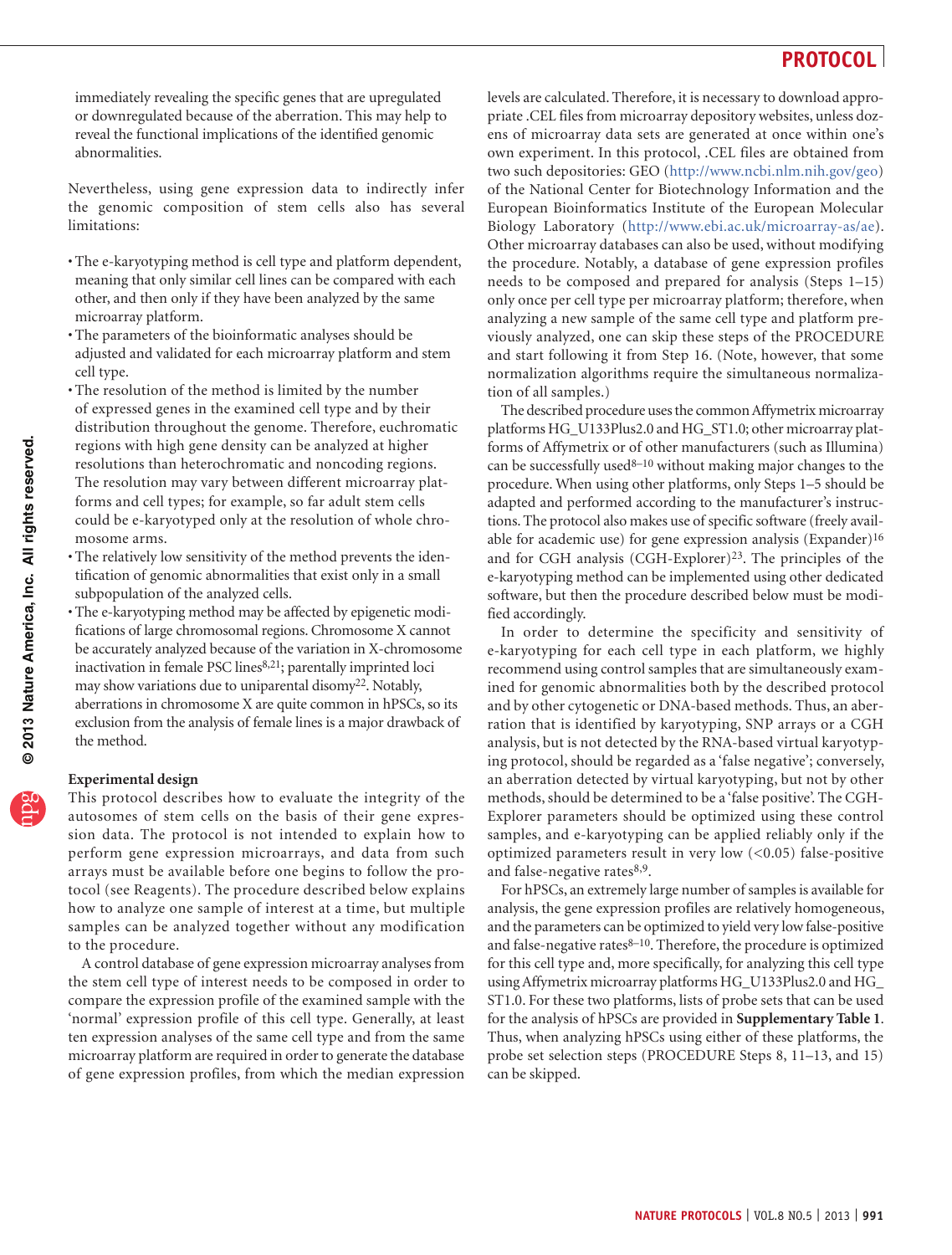immediately revealing the specific genes that are upregulated or downregulated because of the aberration. This may help to reveal the functional implications of the identified genomic abnormalities.

Nevertheless, using gene expression data to indirectly infer the genomic composition of stem cells also has several limitations:

- The e-karyotyping method is cell type and platform dependent, meaning that only similar cell lines can be compared with each other, and then only if they have been analyzed by the same microarray platform.
- The parameters of the bioinformatic analyses should be adjusted and validated for each microarray platform and stem cell type.
- The resolution of the method is limited by the number of expressed genes in the examined cell type and by their distribution throughout the genome. Therefore, euchromatic regions with high gene density can be analyzed at higher resolutions than heterochromatic and noncoding regions. The resolution may vary between different microarray platforms and cell types; for example, so far adult stem cells could be e-karyotyped only at the resolution of whole chromosome arms.
- The relatively low sensitivity of the method prevents the identification of genomic abnormalities that exist only in a small subpopulation of the analyzed cells.
- The e-karyotyping method may be affected by epigenetic modifications of large chromosomal regions. Chromosome X cannot be accurately analyzed because of the variation in X-chromosome inactivation in female PSC lines[8,21]; parentally imprinted loci may show variations due to uniparental disomy[22]. Notably, aberrations in chromosome X are quite common in hPSCs, so its exclusion from the analysis of female lines is a major drawback of the method.

**Experimental design**

This protocol describes how to evaluate the integrity of the autosomes of stem cells on the basis of their gene expression data. The protocol is not intended to explain how to perform gene expression microarrays, and data from such arrays must be available before one begins to follow the protocol (see Reagents). The procedure described below explains how to analyze one sample of interest at a time, but multiple samples can be analyzed together without any modification to the procedure.

A control database of gene expression microarray analyses from the stem cell type of interest needs to be composed in order to compare the expression profile of the examined sample with the 'normal' expression profile of this cell type. Generally, at least ten expression analyses of the same cell type and from the same microarray platform are required in order to generate the database of gene expression profiles, from which the median expression levels are calculated. Therefore, it is necessary to download appropriate .CEL files from microarray depository websites, unless dozens of microarray data sets are generated at once within one's own experiment. In this protocol, .CEL files are obtained from two such depositories: GEO (http://www.ncbi.nlm.nih.gov/geo) of the National Center for Biotechnology Information and the European Bioinformatics Institute of the European Molecular Biology Laboratory (http://www.ebi.ac.uk/microarray-as/ae). Other microarray databases can also be used, without modifying the procedure. Notably, a database of gene expression profiles needs to be composed and prepared for analysis (Steps 1–15) only once per cell type per microarray platform; therefore, when analyzing a new sample of the same cell type and platform previously analyzed, one can skip these steps of the PROCEDURE and start following it from Step 16. (Note, however, that some normalization algorithms require the simultaneous normalization of all samples.)

The described procedure uses the common Affymetrix microarray platforms HG_U133Plus2.0 and HG_ST1.0; other microarray platforms of Affymetrix or of other manufacturers (such as Illumina) can be successfully used[8–10] without making major changes to the procedure. When using other platforms, only Steps 1–5 should be adapted and performed according to the manufacturer's instructions. The protocol also makes use of specific software (freely available for academic use) for gene expression analysis (Expander)[16] and for CGH analysis (CGH-Explorer)[23]. The principles of the e-karyotyping method can be implemented using other dedicated software, but then the procedure described below must be modified accordingly.

In order to determine the specificity and sensitivity of e-karyotyping for each cell type in each platform, we highly recommend using control samples that are simultaneously examined for genomic abnormalities both by the described protocol and by other cytogenetic or DNA-based methods. Thus, an aberration that is identified by karyotyping, SNP arrays or a CGH analysis, but is not detected by the RNA-based virtual karyotyping protocol, should be regarded as a 'false negative'; conversely, an aberration detected by virtual karyotyping, but not by other methods, should be determined to be a 'false positive'. The CGH-Explorer parameters should be optimized using these control samples, and e-karyotyping can be applied reliably only if the optimized parameters result in very low (<0.05) false-positive and false-negative rates[8,9].

For hPSCs, an extremely large number of samples is available for analysis, the gene expression profiles are relatively homogeneous, and the parameters can be optimized to yield very low false-positive and false-negative rates[8–10]. Therefore, the procedure is optimized for this cell type and, more specifically, for analyzing this cell type using Affymetrix microarray platforms HG_U133Plus2.0 and HG_ST1.0. For these two platforms, lists of probe sets that can be used for the analysis of hPSCs are provided in **Supplementary Table 1**. Thus, when analyzing hPSCs using either of these platforms, the probe set selection steps (PROCEDURE Steps 8, 11–13, and 15) can be skipped.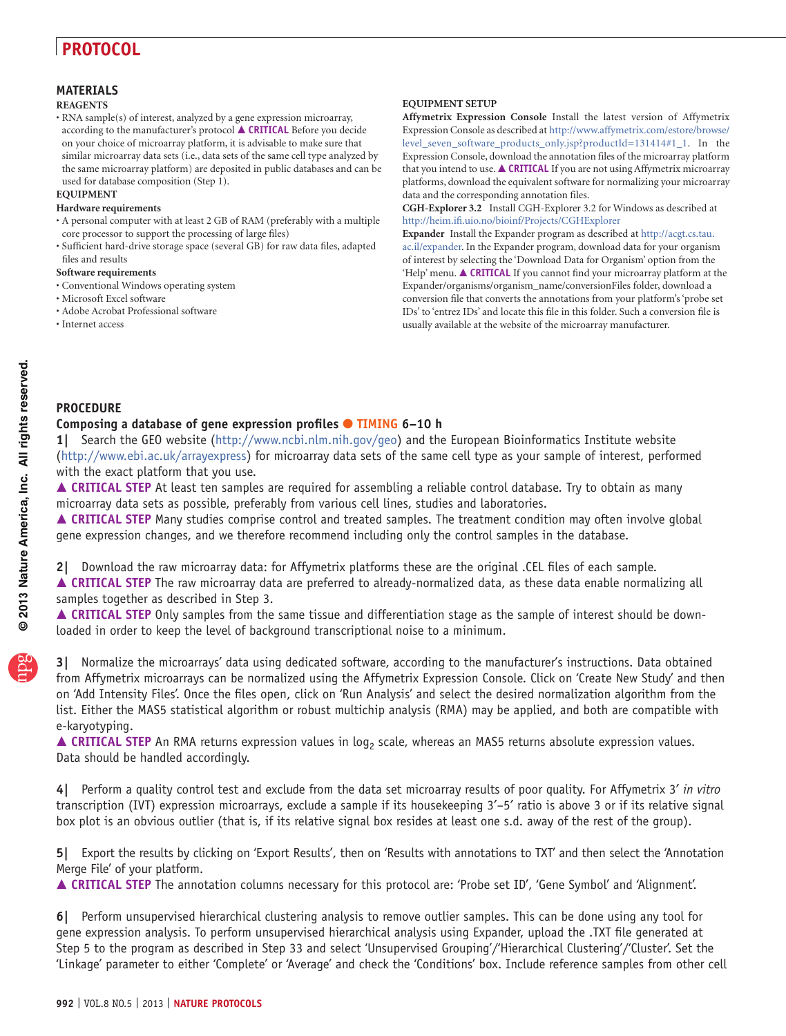## MATERIALS

### REAGENTS

- RNA sample(s) of interest, analyzed by a gene expression microarray, according to the manufacturer's protocol ▲ **CRITICAL** Before you decide on your choice of microarray platform, it is advisable to make sure that similar microarray data sets (i.e., data sets of the same cell type analyzed by the same microarray platform) are deposited in public databases and can be used for database composition (Step 1).

### EQUIPMENT

**Hardware requirements**

- A personal computer with at least 2 GB of RAM (preferably with a multiple core processor to support the processing of large files)
- Sufficient hard-drive storage space (several GB) for raw data files, adapted files and results

**Software requirements**

- Conventional Windows operating system
- Microsoft Excel software
- Adobe Acrobat Professional software
- Internet access

### EQUIPMENT SETUP

**Affymetrix Expression Console** Install the latest version of Affymetrix Expression Console as described at http://www.affymetrix.com/estore/browse/level_seven_software_products_only.jsp?productId=131414#1_1. In the Expression Console, download the annotation files of the microarray platform that you intend to use. ▲ **CRITICAL** If you are not using Affymetrix microarray platforms, download the equivalent software for normalizing your microarray data and the corresponding annotation files.

**CGH-Explorer 3.2** Install CGH-Explorer 3.2 for Windows as described at http://heim.ifi.uio.no/bioinf/Projects/CGHExplorer

**Expander** Install the Expander program as described at http://acgt.cs.tau.ac.il/expander. In the Expander program, download data for your organism of interest by selecting the 'Download Data for Organism' option from the 'Help' menu. ▲ **CRITICAL** If you cannot find your microarray platform at the Expander/organisms/organism_name/conversionFiles folder, download a conversion file that converts the annotations from your platform's 'probe set IDs' to 'entrez IDs' and locate this file in this folder. Such a conversion file is usually available at the website of the microarray manufacturer.

## PROCEDURE

### Composing a database of gene expression profiles ● TIMING 6–10 h

**1|** Search the GEO website (http://www.ncbi.nlm.nih.gov/geo) and the European Bioinformatics Institute website (http://www.ebi.ac.uk/arrayexpress) for microarray data sets of the same cell type as your sample of interest, performed with the exact platform that you use.

▲ **CRITICAL STEP** At least ten samples are required for assembling a reliable control database. Try to obtain as many microarray data sets as possible, preferably from various cell lines, studies and laboratories.

▲ **CRITICAL STEP** Many studies comprise control and treated samples. The treatment condition may often involve global gene expression changes, and we therefore recommend including only the control samples in the database.

**2|** Download the raw microarray data: for Affymetrix platforms these are the original .CEL files of each sample.

▲ **CRITICAL STEP** The raw microarray data are preferred to already-normalized data, as these data enable normalizing all samples together as described in Step 3.

▲ **CRITICAL STEP** Only samples from the same tissue and differentiation stage as the sample of interest should be downloaded in order to keep the level of background transcriptional noise to a minimum.

**3|** Normalize the microarrays' data using dedicated software, according to the manufacturer's instructions. Data obtained from Affymetrix microarrays can be normalized using the Affymetrix Expression Console. Click on 'Create New Study' and then on 'Add Intensity Files'. Once the files open, click on 'Run Analysis' and select the desired normalization algorithm from the list. Either the MAS5 statistical algorithm or robust multichip analysis (RMA) may be applied, and both are compatible with e-karyotyping.

▲ **CRITICAL STEP** An RMA returns expression values in $\log_2$ scale, whereas an MAS5 returns absolute expression values. Data should be handled accordingly.

**4|** Perform a quality control test and exclude from the data set microarray results of poor quality. For Affymetrix 3′ *in vitro* transcription (IVT) expression microarrays, exclude a sample if its housekeeping 3′–5′ ratio is above 3 or if its relative signal box plot is an obvious outlier (that is, if its relative signal box resides at least one s.d. away of the rest of the group).

**5|** Export the results by clicking on 'Export Results', then on 'Results with annotations to TXT' and then select the 'Annotation Merge File' of your platform.

▲ **CRITICAL STEP** The annotation columns necessary for this protocol are: 'Probe set ID', 'Gene Symbol' and 'Alignment'.

**6|** Perform unsupervised hierarchical clustering analysis to remove outlier samples. This can be done using any tool for gene expression analysis. To perform unsupervised hierarchical analysis using Expander, upload the .TXT file generated at Step 5 to the program as described in Step 33 and select 'Unsupervised Grouping'/'Hierarchical Clustering'/'Cluster'. Set the 'Linkage' parameter to either 'Complete' or 'Average' and check the 'Conditions' box. Include reference samples from other cell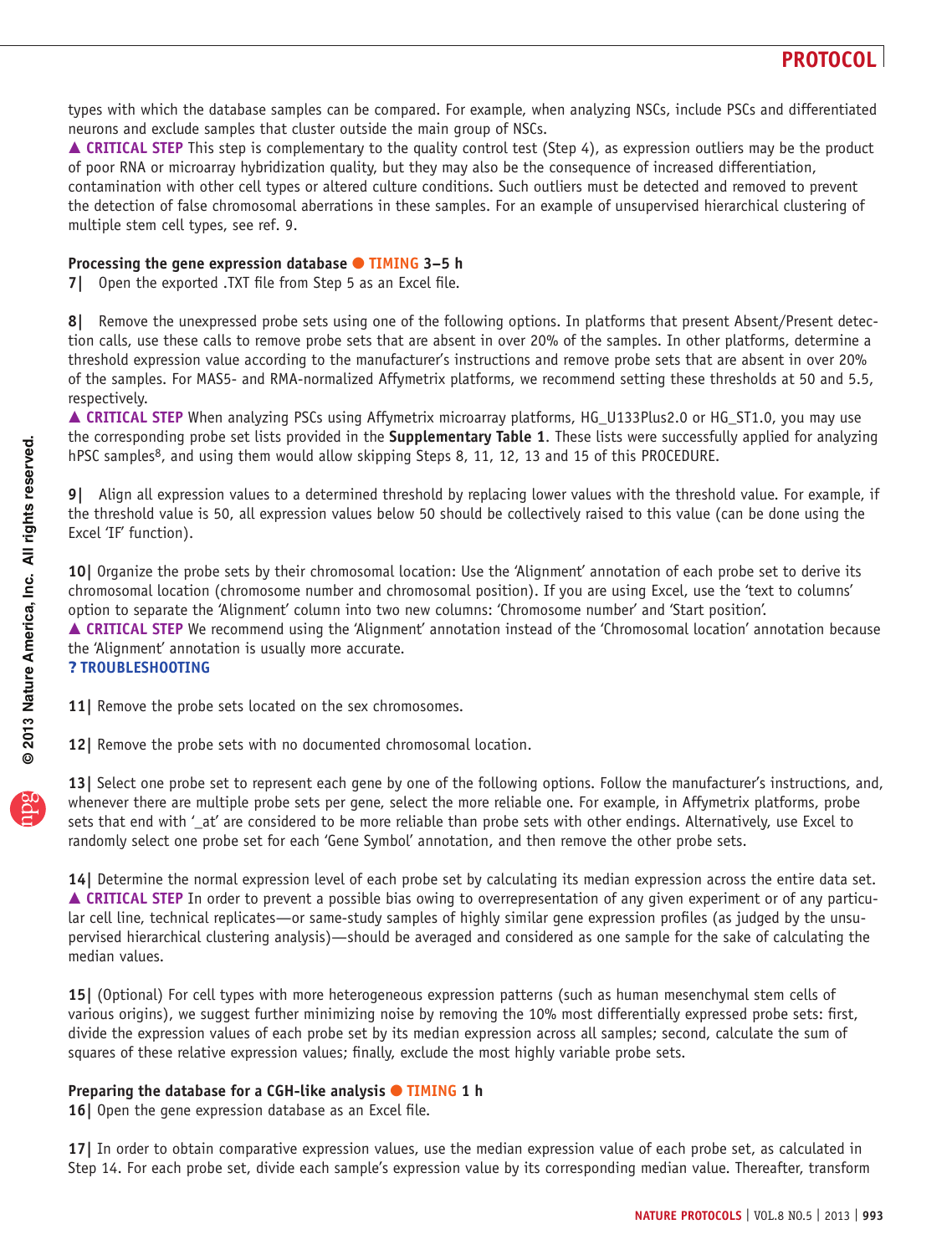types with which the database samples can be compared. For example, when analyzing NSCs, include PSCs and differentiated neurons and exclude samples that cluster outside the main group of NSCs.

▲ **CRITICAL STEP** This step is complementary to the quality control test (Step 4), as expression outliers may be the product of poor RNA or microarray hybridization quality, but they may also be the consequence of increased differentiation, contamination with other cell types or altered culture conditions. Such outliers must be detected and removed to prevent the detection of false chromosomal aberrations in these samples. For an example of unsupervised hierarchical clustering of multiple stem cell types, see ref. 9.

### Processing the gene expression database ● TIMING 3–5 h

**7|** Open the exported .TXT file from Step 5 as an Excel file.

**8|** Remove the unexpressed probe sets using one of the following options. In platforms that present Absent/Present detection calls, use these calls to remove probe sets that are absent in over 20% of the samples. In other platforms, determine a threshold expression value according to the manufacturer's instructions and remove probe sets that are absent in over 20% of the samples. For MAS5- and RMA-normalized Affymetrix platforms, we recommend setting these thresholds at 50 and 5.5, respectively.

▲ **CRITICAL STEP** When analyzing PSCs using Affymetrix microarray platforms, HG_U133Plus2.0 or HG_ST1.0, you may use the corresponding probe set lists provided in the **Supplementary Table 1**. These lists were successfully applied for analyzing hPSC samples[8], and using them would allow skipping Steps 8, 11, 12, 13 and 15 of this PROCEDURE.

**9|** Align all expression values to a determined threshold by replacing lower values with the threshold value. For example, if the threshold value is 50, all expression values below 50 should be collectively raised to this value (can be done using the Excel 'IF' function).

**10|** Organize the probe sets by their chromosomal location: Use the 'Alignment' annotation of each probe set to derive its chromosomal location (chromosome number and chromosomal position). If you are using Excel, use the 'text to columns' option to separate the 'Alignment' column into two new columns: 'Chromosome number' and 'Start position'.

▲ **CRITICAL STEP** We recommend using the 'Alignment' annotation instead of the 'Chromosomal location' annotation because the 'Alignment' annotation is usually more accurate.

**? TROUBLESHOOTING**

**11|** Remove the probe sets located on the sex chromosomes.

**12|** Remove the probe sets with no documented chromosomal location.

**13|** Select one probe set to represent each gene by one of the following options. Follow the manufacturer's instructions, and, whenever there are multiple probe sets per gene, select the more reliable one. For example, in Affymetrix platforms, probe sets that end with '_at' are considered to be more reliable than probe sets with other endings. Alternatively, use Excel to randomly select one probe set for each 'Gene Symbol' annotation, and then remove the other probe sets.

**14|** Determine the normal expression level of each probe set by calculating its median expression across the entire data set.

▲ **CRITICAL STEP** In order to prevent a possible bias owing to overrepresentation of any given experiment or of any particular cell line, technical replicates—or same-study samples of highly similar gene expression profiles (as judged by the unsupervised hierarchical clustering analysis)—should be averaged and considered as one sample for the sake of calculating the median values.

**15|** (Optional) For cell types with more heterogeneous expression patterns (such as human mesenchymal stem cells of various origins), we suggest further minimizing noise by removing the 10% most differentially expressed probe sets: first, divide the expression values of each probe set by its median expression across all samples; second, calculate the sum of squares of these relative expression values; finally, exclude the most highly variable probe sets.

### Preparing the database for a CGH-like analysis ● TIMING 1 h

**16|** Open the gene expression database as an Excel file.

**17|** In order to obtain comparative expression values, use the median expression value of each probe set, as calculated in Step 14. For each probe set, divide each sample's expression value by its corresponding median value. Thereafter, transform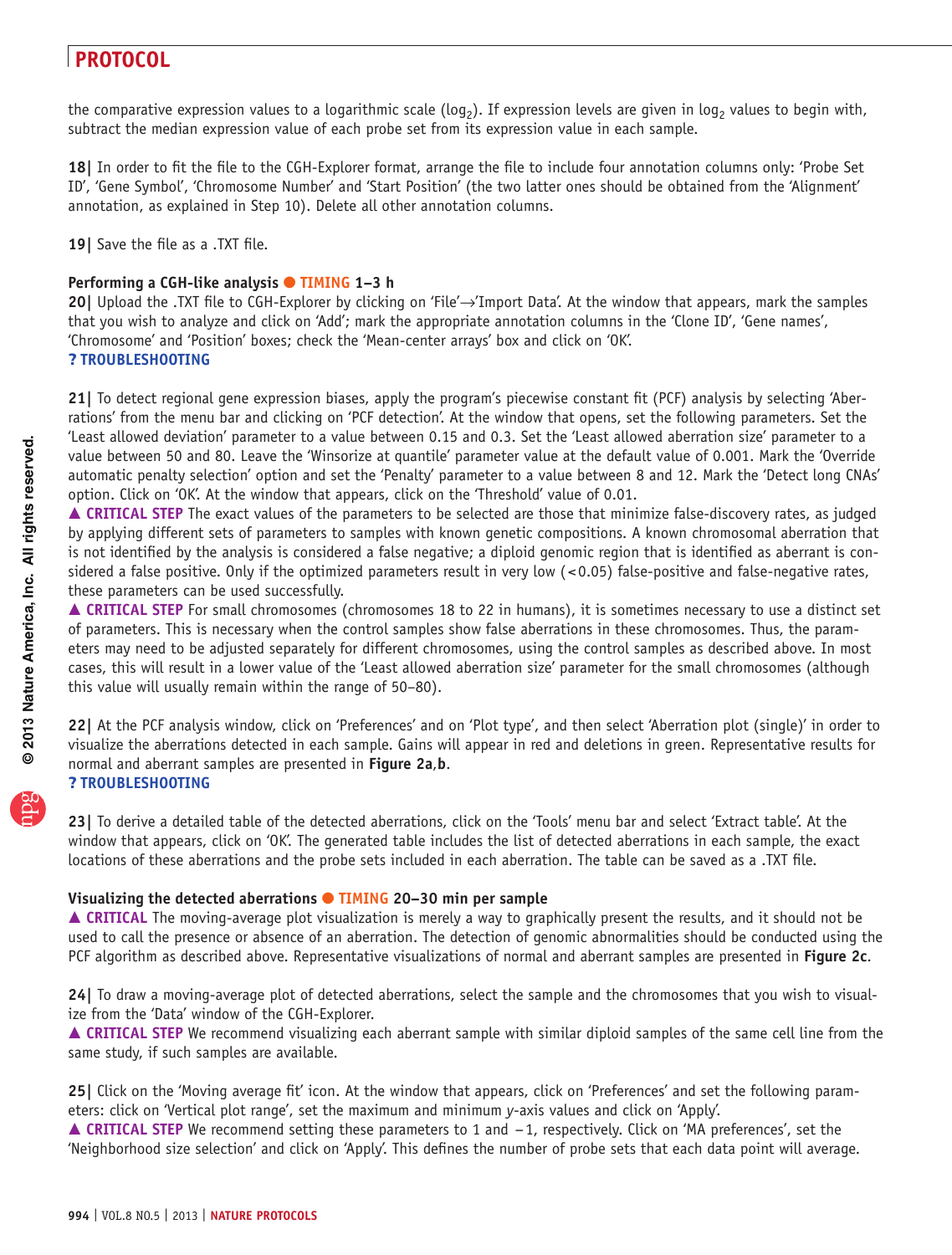the comparative expression values to a logarithmic scale ($log_2$). If expression levels are given in $log_2$ values to begin with, subtract the median expression value of each probe set from its expression value in each sample.

**18|** In order to fit the file to the CGH-Explorer format, arrange the file to include four annotation columns only: 'Probe Set ID', 'Gene Symbol', 'Chromosome Number' and 'Start Position' (the two latter ones should be obtained from the 'Alignment' annotation, as explained in Step 10). Delete all other annotation columns.

**19|** Save the file as a .TXT file.

### Performing a CGH-like analysis ● TIMING 1–3 h

**20|** Upload the .TXT file to CGH-Explorer by clicking on 'File'→'Import Data'. At the window that appears, mark the samples that you wish to analyze and click on 'Add'; mark the appropriate annotation columns in the 'Clone ID', 'Gene names', 'Chromosome' and 'Position' boxes; check the 'Mean-center arrays' box and click on 'OK'.

**? TROUBLESHOOTING**

**21|** To detect regional gene expression biases, apply the program's piecewise constant fit (PCF) analysis by selecting 'Aberrations' from the menu bar and clicking on 'PCF detection'. At the window that opens, set the following parameters. Set the 'Least allowed deviation' parameter to a value between 0.15 and 0.3. Set the 'Least allowed aberration size' parameter to a value between 50 and 80. Leave the 'Winsorize at quantile' parameter value at the default value of 0.001. Mark the 'Override automatic penalty selection' option and set the 'Penalty' parameter to a value between 8 and 12. Mark the 'Detect long CNAs' option. Click on 'OK'. At the window that appears, click on the 'Threshold' value of 0.01.

▲ **CRITICAL STEP** The exact values of the parameters to be selected are those that minimize false-discovery rates, as judged by applying different sets of parameters to samples with known genetic compositions. A known chromosomal aberration that is not identified by the analysis is considered a false negative; a diploid genomic region that is identified as aberrant is considered a false positive. Only if the optimized parameters result in very low (<0.05) false-positive and false-negative rates, these parameters can be used successfully.

▲ **CRITICAL STEP** For small chromosomes (chromosomes 18 to 22 in humans), it is sometimes necessary to use a distinct set of parameters. This is necessary when the control samples show false aberrations in these chromosomes. Thus, the parameters may need to be adjusted separately for different chromosomes, using the control samples as described above. In most cases, this will result in a lower value of the 'Least allowed aberration size' parameter for the small chromosomes (although this value will usually remain within the range of 50–80).

**22|** At the PCF analysis window, click on 'Preferences' and on 'Plot type', and then select 'Aberration plot (single)' in order to visualize the aberrations detected in each sample. Gains will appear in red and deletions in green. Representative results for normal and aberrant samples are presented in **Figure 2a**,**b**.

**? TROUBLESHOOTING**

**23|** To derive a detailed table of the detected aberrations, click on the 'Tools' menu bar and select 'Extract table'. At the window that appears, click on 'OK'. The generated table includes the list of detected aberrations in each sample, the exact locations of these aberrations and the probe sets included in each aberration. The table can be saved as a .TXT file.

### Visualizing the detected aberrations ● TIMING 20–30 min per sample

▲ **CRITICAL** The moving-average plot visualization is merely a way to graphically present the results, and it should not be used to call the presence or absence of an aberration. The detection of genomic abnormalities should be conducted using the PCF algorithm as described above. Representative visualizations of normal and aberrant samples are presented in **Figure 2c**.

**24|** To draw a moving-average plot of detected aberrations, select the sample and the chromosomes that you wish to visualize from the 'Data' window of the CGH-Explorer.

▲ **CRITICAL STEP** We recommend visualizing each aberrant sample with similar diploid samples of the same cell line from the same study, if such samples are available.

**25|** Click on the 'Moving average fit' icon. At the window that appears, click on 'Preferences' and set the following parameters: click on 'Vertical plot range', set the maximum and minimum *y*-axis values and click on 'Apply'.

▲ **CRITICAL STEP** We recommend setting these parameters to 1 and −1, respectively. Click on 'MA preferences', set the 'Neighborhood size selection' and click on 'Apply'. This defines the number of probe sets that each data point will average.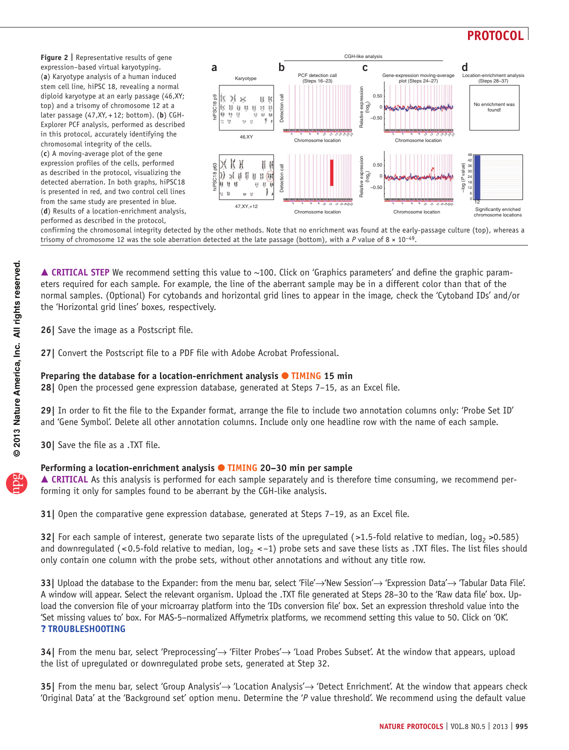**Figure 2 | ** Representative results of gene expression–based virtual karyotyping. (**a**) Karyotype analysis of a human induced stem cell line, hiPSC 18, revealing a normal diploid karyotype at an early passage (46,XY; top) and a trisomy of chromosome 12 at a later passage (47,XY,+12; bottom). (**b**) CGH-Explorer PCF analysis, performed as described in this protocol, accurately identifying the chromosomal integrity of the cells. (**c**) A moving-average plot of the gene expression profiles of the cells, performed as described in the protocol, visualizing the detected aberration. In both graphs, hiPSC18 is presented in red, and two control cell lines from the same study are presented in blue. (**d**) Results of a location-enrichment analysis, performed as described in the protocol, confirming the chromosomal integrity detected by the other methods. Note that no enrichment was found at the early-passage culture (top), whereas a trisomy of chromosome 12 was the sole aberration detected at the late passage (bottom), with a *P* value of 8 × $10^{-49}$.

▲ **CRITICAL STEP** We recommend setting this value to ~100. Click on 'Graphics parameters' and define the graphic parameters required for each sample. For example, the line of the aberrant sample may be in a different color than that of the normal samples. (Optional) For cytobands and horizontal grid lines to appear in the image, check the 'Cytoband IDs' and/or the 'Horizontal grid lines' boxes, respectively.

**26|** Save the image as a Postscript file.

**27|** Convert the Postscript file to a PDF file with Adobe Acrobat Professional.

### Preparing the database for a location-enrichment analysis ● TIMING 15 min

**28|** Open the processed gene expression database, generated at Steps 7–15, as an Excel file.

**29|** In order to fit the file to the Expander format, arrange the file to include two annotation columns only: 'Probe Set ID' and 'Gene Symbol'. Delete all other annotation columns. Include only one headline row with the name of each sample.

**30|** Save the file as a .TXT file.

### Performing a location-enrichment analysis ● TIMING 20–30 min per sample

▲ **CRITICAL** As this analysis is performed for each sample separately and is therefore time consuming, we recommend performing it only for samples found to be aberrant by the CGH-like analysis.

**31|** Open the comparative gene expression database, generated at Steps 7–19, as an Excel file.

**32|** For each sample of interest, generate two separate lists of the upregulated (>1.5-fold relative to median, $\log_2 > 0.585$) and downregulated (<0.5-fold relative to median, $\log_2 < -1$) probe sets and save these lists as .TXT files. The list files should only contain one column with the probe sets, without other annotations and without any title row.

**33|** Upload the database to the Expander: from the menu bar, select 'File'→'New Session'→ 'Expression Data'→ 'Tabular Data File'. A window will appear. Select the relevant organism. Upload the .TXT file generated at Steps 28–30 to the 'Raw data file' box. Upload the conversion file of your microarray platform into the 'IDs conversion file' box. Set an expression threshold value into the 'Set missing values to' box. For MAS-5–normalized Affymetrix platforms, we recommend setting this value to 50. Click on 'OK'.
**? TROUBLESHOOTING**

**34|** From the menu bar, select 'Preprocessing'→ 'Filter Probes'→ 'Load Probes Subset'. At the window that appears, upload the list of upregulated or downregulated probe sets, generated at Step 32.

**35|** From the menu bar, select 'Group Analysis'→ 'Location Analysis'→ 'Detect Enrichment'. At the window that appears check 'Original Data' at the 'Background set' option menu. Determine the '*P* value threshold'. We recommend using the default value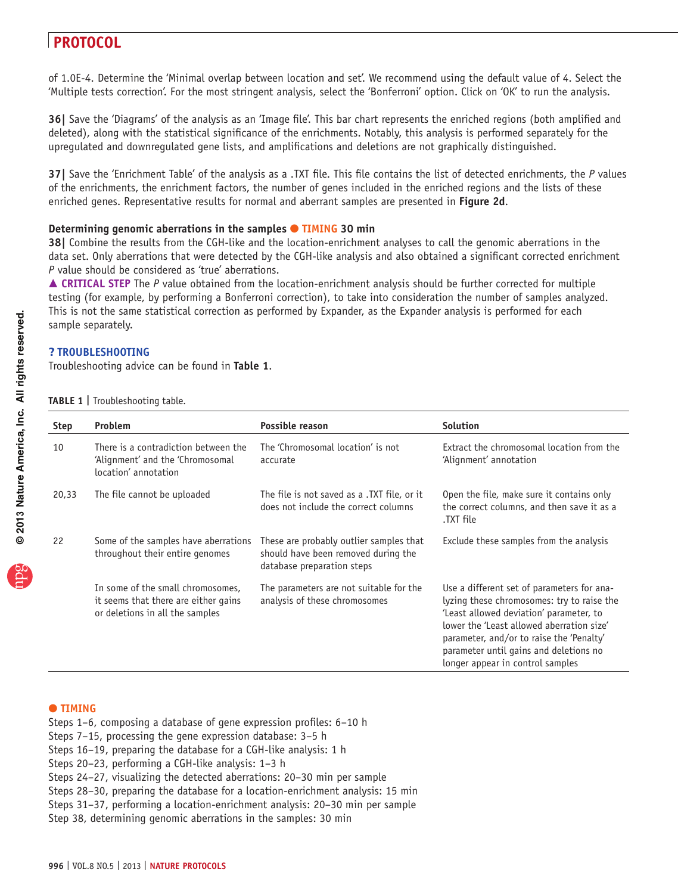of 1.0E-4. Determine the 'Minimal overlap between location and set'. We recommend using the default value of 4. Select the 'Multiple tests correction'. For the most stringent analysis, select the 'Bonferroni' option. Click on 'OK' to run the analysis.

**36|** Save the 'Diagrams' of the analysis as an 'Image file'. This bar chart represents the enriched regions (both amplified and deleted), along with the statistical significance of the enrichments. Notably, this analysis is performed separately for the upregulated and downregulated gene lists, and amplifications and deletions are not graphically distinguished.

**37|** Save the 'Enrichment Table' of the analysis as a .TXT file. This file contains the list of detected enrichments, the *P* values of the enrichments, the enrichment factors, the number of genes included in the enriched regions and the lists of these enriched genes. Representative results for normal and aberrant samples are presented in **Figure 2d**.

### Determining genomic aberrations in the samples ● TIMING 30 min

**38|** Combine the results from the CGH-like and the location-enrichment analyses to call the genomic aberrations in the data set. Only aberrations that were detected by the CGH-like analysis and also obtained a significant corrected enrichment *P* value should be considered as 'true' aberrations.

▲ **CRITICAL STEP** The *P* value obtained from the location-enrichment analysis should be further corrected for multiple testing (for example, by performing a Bonferroni correction), to take into consideration the number of samples analyzed. This is not the same statistical correction as performed by Expander, as the Expander analysis is performed for each sample separately.

### ? TROUBLESHOOTING

Troubleshooting advice can be found in **Table 1**.

**TABLE 1 |** Troubleshooting table.

| Step | Problem | Possible reason | Solution |
|---|---|---|---|
| 10 | There is a contradiction between the 'Alignment' and the 'Chromosomal location' annotation | The 'Chromosomal location' is not accurate | Extract the chromosomal location from the 'Alignment' annotation |
| 20,33 | The file cannot be uploaded | The file is not saved as a .TXT file, or it does not include the correct columns | Open the file, make sure it contains only the correct columns, and then save it as a .TXT file |
| 22 | Some of the samples have aberrations throughout their entire genomes | These are probably outlier samples that should have been removed during the database preparation steps | Exclude these samples from the analysis |
| | In some of the small chromosomes, it seems that there are either gains or deletions in all the samples | The parameters are not suitable for the analysis of these chromosomes | Use a different set of parameters for analyzing these chromosomes: try to raise the 'Least allowed deviation' parameter, to lower the 'Least allowed aberration size' parameter, and/or to raise the 'Penalty' parameter until gains and deletions no longer appear in control samples |

### ● TIMING

Steps 1–6, composing a database of gene expression profiles: 6–10 h
Steps 7–15, processing the gene expression database: 3–5 h
Steps 16–19, preparing the database for a CGH-like analysis: 1 h
Steps 20–23, performing a CGH-like analysis: 1–3 h
Steps 24–27, visualizing the detected aberrations: 20–30 min per sample
Steps 28–30, preparing the database for a location-enrichment analysis: 15 min
Steps 31–37, performing a location-enrichment analysis: 20–30 min per sample
Step 38, determining genomic aberrations in the samples: 30 min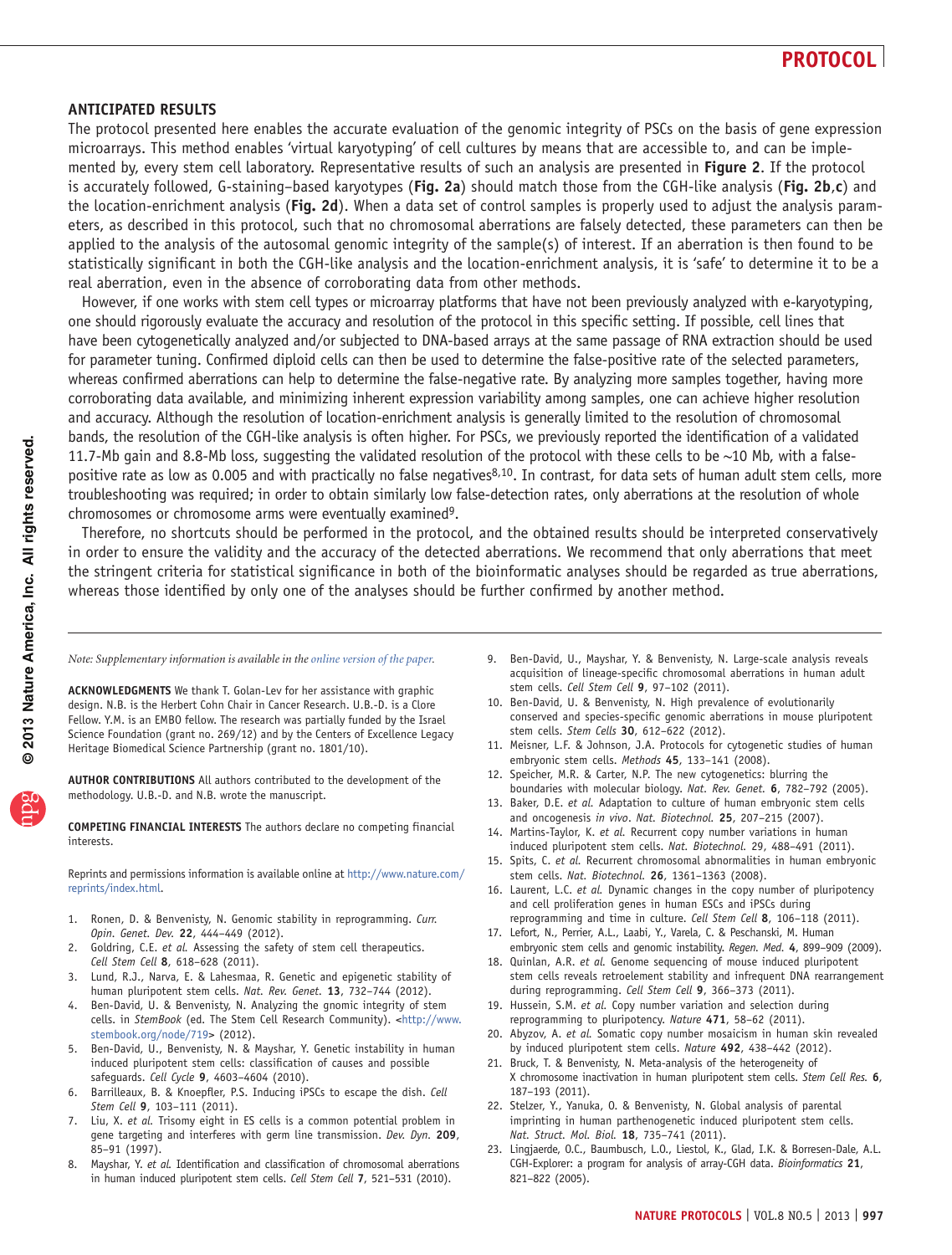## ANTICIPATED RESULTS

The protocol presented here enables the accurate evaluation of the genomic integrity of PSCs on the basis of gene expression microarrays. This method enables 'virtual karyotyping' of cell cultures by means that are accessible to, and can be implemented by, every stem cell laboratory. Representative results of such an analysis are presented in **Figure 2**. If the protocol is accurately followed, G-staining–based karyotypes (**Fig. 2a**) should match those from the CGH-like analysis (**Fig. 2b**,**c**) and the location-enrichment analysis (**Fig. 2d**). When a data set of control samples is properly used to adjust the analysis parameters, as described in this protocol, such that no chromosomal aberrations are falsely detected, these parameters can then be applied to the analysis of the autosomal genomic integrity of the sample(s) of interest. If an aberration is then found to be statistically significant in both the CGH-like analysis and the location-enrichment analysis, it is 'safe' to determine it to be a real aberration, even in the absence of corroborating data from other methods.

However, if one works with stem cell types or microarray platforms that have not been previously analyzed with e-karyotyping, one should rigorously evaluate the accuracy and resolution of the protocol in this specific setting. If possible, cell lines that have been cytogenetically analyzed and/or subjected to DNA-based arrays at the same passage of RNA extraction should be used for parameter tuning. Confirmed diploid cells can then be used to determine the false-positive rate of the selected parameters, whereas confirmed aberrations can help to determine the false-negative rate. By analyzing more samples together, having more corroborating data available, and minimizing inherent expression variability among samples, one can achieve higher resolution and accuracy. Although the resolution of location-enrichment analysis is generally limited to the resolution of chromosomal bands, the resolution of the CGH-like analysis is often higher. For PSCs, we previously reported the identification of a validated 11.7-Mb gain and 8.8-Mb loss, suggesting the validated resolution of the protocol with these cells to be ~10 Mb, with a false-positive rate as low as 0.005 and with practically no false negatives[8,10]. In contrast, for data sets of human adult stem cells, more troubleshooting was required; in order to obtain similarly low false-detection rates, only aberrations at the resolution of whole chromosomes or chromosome arms were eventually examined[9].

Therefore, no shortcuts should be performed in the protocol, and the obtained results should be interpreted conservatively in order to ensure the validity and the accuracy of the detected aberrations. We recommend that only aberrations that meet the stringent criteria for statistical significance in both of the bioinformatic analyses should be regarded as true aberrations, whereas those identified by only one of the analyses should be further confirmed by another method.

*Note: Supplementary information is available in the online version of the paper.*

**ACKNOWLEDGMENTS** We thank T. Golan-Lev for her assistance with graphic design. N.B. is the Herbert Cohn Chair in Cancer Research. U.B.-D. is a Clore Fellow. Y.M. is an EMBO fellow. The research was partially funded by the Israel Science Foundation (grant no. 269/12) and by the Centers of Excellence Legacy Heritage Biomedical Science Partnership (grant no. 1801/10).

**AUTHOR CONTRIBUTIONS** All authors contributed to the development of the methodology. U.B.-D. and N.B. wrote the manuscript.

**COMPETING FINANCIAL INTERESTS** The authors declare no competing financial interests.

Reprints and permissions information is available online at http://www.nature.com/reprints/index.html.

1. Ronen, D. & Benvenisty, N. Genomic stability in reprogramming. *Curr. Opin. Genet. Dev.* **22**, 444–449 (2012).
2. Goldring, C.E. *et al.* Assessing the safety of stem cell therapeutics. *Cell Stem Cell* **8**, 618–628 (2011).
3. Lund, R.J., Narva, E. & Lahesmaa, R. Genetic and epigenetic stability of human pluripotent stem cells. *Nat. Rev. Genet.* **13**, 732–744 (2012).
4. Ben-David, U. & Benvenisty, N. Analyzing the gnomic integrity of stem cells. in *StemBook* (ed. The Stem Cell Research Community). <http://www.stembook.org/node/719> (2012).
5. Ben-David, U., Benvenisty, N. & Mayshar, Y. Genetic instability in human induced pluripotent stem cells: classification of causes and possible safeguards. *Cell Cycle* **9**, 4603–4604 (2010).
6. Barrilleaux, B. & Knoepfler, P.S. Inducing iPSCs to escape the dish. *Cell Stem Cell* **9**, 103–111 (2011).
7. Liu, X. *et al.* Trisomy eight in ES cells is a common potential problem in gene targeting and interferes with germ line transmission. *Dev. Dyn.* **209**, 85–91 (1997).
8. Mayshar, Y. *et al.* Identification and classification of chromosomal aberrations in human induced pluripotent stem cells. *Cell Stem Cell* **7**, 521–531 (2010).
9. Ben-David, U., Mayshar, Y. & Benvenisty, N. Large-scale analysis reveals acquisition of lineage-specific chromosomal aberrations in human adult stem cells. *Cell Stem Cell* **9**, 97–102 (2011).
10. Ben-David, U. & Benvenisty, N. High prevalence of evolutionarily conserved and species-specific genomic aberrations in mouse pluripotent stem cells. *Stem Cells* **30**, 612–622 (2012).
11. Meisner, L.F. & Johnson, J.A. Protocols for cytogenetic studies of human embryonic stem cells. *Methods* **45**, 133–141 (2008).
12. Speicher, M.R. & Carter, N.P. The new cytogenetics: blurring the boundaries with molecular biology. *Nat. Rev. Genet.* **6**, 782–792 (2005).
13. Baker, D.E. *et al.* Adaptation to culture of human embryonic stem cells and oncogenesis *in vivo*. *Nat. Biotechnol.* **25**, 207–215 (2007).
14. Martins-Taylor, K. *et al.* Recurrent copy number variations in human induced pluripotent stem cells. *Nat. Biotechnol.* 29, 488–491 (2011).
15. Spits, C. *et al.* Recurrent chromosomal abnormalities in human embryonic stem cells. *Nat. Biotechnol.* **26**, 1361–1363 (2008).
16. Laurent, L.C. *et al.* Dynamic changes in the copy number of pluripotency and cell proliferation genes in human ESCs and iPSCs during reprogramming and time in culture. *Cell Stem Cell* **8**, 106–118 (2011).
17. Lefort, N., Perrier, A.L., Laabi, Y., Varela, C. & Peschanski, M. Human embryonic stem cells and genomic instability. *Regen. Med.* **4**, 899–909 (2009).
18. Quinlan, A.R. *et al.* Genome sequencing of mouse induced pluripotent stem cells reveals retroelement stability and infrequent DNA rearrangement during reprogramming. *Cell Stem Cell* **9**, 366–373 (2011).
19. Hussein, S.M. *et al.* Copy number variation and selection during reprogramming to pluripotency. *Nature* **471**, 58–62 (2011).
20. Abyzov, A. *et al.* Somatic copy number mosaicism in human skin revealed by induced pluripotent stem cells. *Nature* **492**, 438–442 (2012).
21. Bruck, T. & Benvenisty, N. Meta-analysis of the heterogeneity of X chromosome inactivation in human pluripotent stem cells. *Stem Cell Res.* **6**, 187–193 (2011).
22. Stelzer, Y., Yanuka, O. & Benvenisty, N. Global analysis of parental imprinting in human parthenogenetic induced pluripotent stem cells. *Nat. Struct. Mol. Biol.* **18**, 735–741 (2011).
23. Lingjaerde, O.C., Baumbusch, L.O., Liestol, K., Glad, I.K. & Borresen-Dale, A.L. CGH-Explorer: a program for analysis of array-CGH data. *Bioinformatics* **21**, 821–822 (2005).